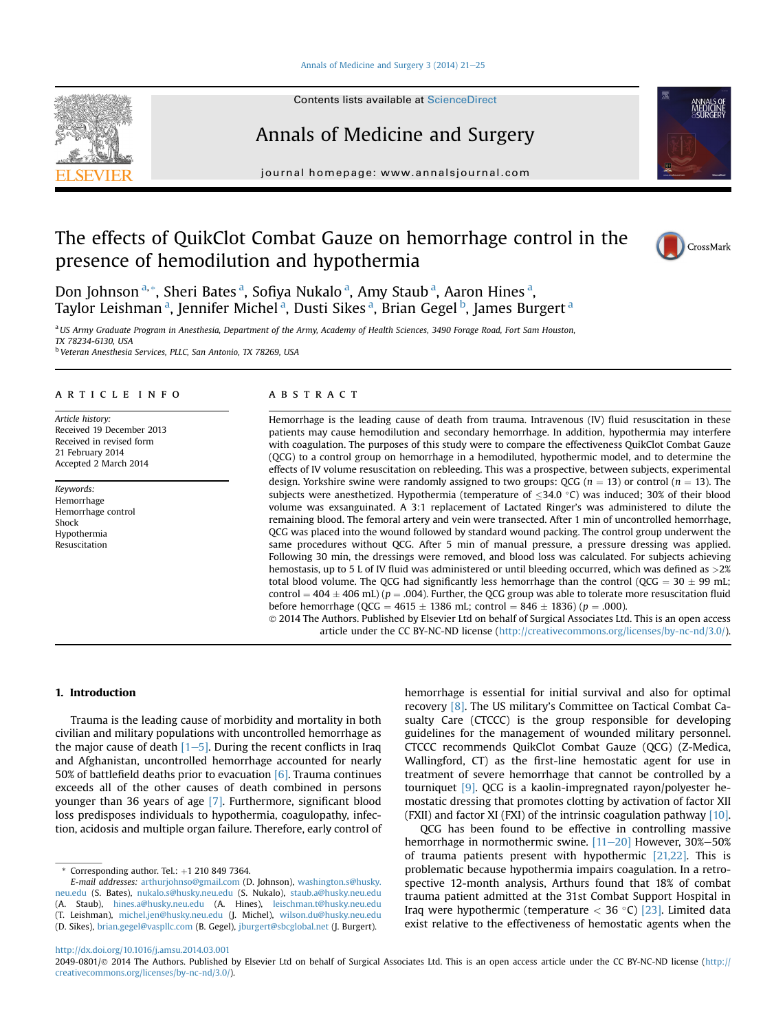# The effects of QuikClot Combat Gauze on hemorrhage control in the presence of hemodilution and hypothermia

Don Johnson [a,*], Sheri Bates [a], Sofiya Nukalo [a], Amy Staub [a], Aaron Hines [a], Taylor Leishman [a], Jennifer Michel [a], Dusti Sikes [a], Brian Gegel [b], James Burgert [a]

[a] *US Army Graduate Program in Anesthesia, Department of the Army, Academy of Health Sciences, 3490 Forage Road, Fort Sam Houston, TX 78234-6130, USA*

[b] *Veteran Anesthesia Services, PLLC, San Antonio, TX 78269, USA*

## ARTICLE INFO

*Article history:*
Received 19 December 2013
Received in revised form
21 February 2014
Accepted 2 March 2014

*Keywords:*
Hemorrhage
Hemorrhage control
Shock
Hypothermia
Resuscitation

## ABSTRACT

Hemorrhage is the leading cause of death from trauma. Intravenous (IV) fluid resuscitation in these patients may cause hemodilution and secondary hemorrhage. In addition, hypothermia may interfere with coagulation. The purposes of this study were to compare the effectiveness QuikClot Combat Gauze (QCG) to a control group on hemorrhage in a hemodiluted, hypothermic model, and to determine the effects of IV volume resuscitation on rebleeding. This was a prospective, between subjects, experimental design. Yorkshire swine were randomly assigned to two groups: QCG ($n = 13$) or control ($n = 13$). The subjects were anesthetized. Hypothermia (temperature of $\leq$34.0 °C) was induced; 30% of their blood volume was exsanguinated. A 3:1 replacement of Lactated Ringer's was administered to dilute the remaining blood. The femoral artery and vein were transected. After 1 min of uncontrolled hemorrhage, QCG was placed into the wound followed by standard wound packing. The control group underwent the same procedures without QCG. After 5 min of manual pressure, a pressure dressing was applied. Following 30 min, the dressings were removed, and blood loss was calculated. For subjects achieving hemostasis, up to 5 L of IV fluid was administered or until bleeding occurred, which was defined as >2% total blood volume. The QCG had significantly less hemorrhage than the control (QCG = $30 \pm 99$ mL; control = $404 \pm 406$ mL) ($p = .004$). Further, the QCG group was able to tolerate more resuscitation fluid before hemorrhage (QCG = $4615 \pm 1386$ mL; control = $846 \pm 1836$) ($p = .000$).

© 2014 The Authors. Published by Elsevier Ltd on behalf of Surgical Associates Ltd. This is an open access article under the CC BY-NC-ND license (http://creativecommons.org/licenses/by-nc-nd/3.0/).

## 1. Introduction

Trauma is the leading cause of morbidity and mortality in both civilian and military populations with uncontrolled hemorrhage as the major cause of death [1–5]. During the recent conflicts in Iraq and Afghanistan, uncontrolled hemorrhage accounted for nearly 50% of battlefield deaths prior to evacuation [6]. Trauma continues exceeds all of the other causes of death combined in persons younger than 36 years of age [7]. Furthermore, significant blood loss predisposes individuals to hypothermia, coagulopathy, infection, acidosis and multiple organ failure. Therefore, early control of hemorrhage is essential for initial survival and also for optimal recovery [8]. The US military's Committee on Tactical Combat Casualty Care (CTCCC) is the group responsible for developing guidelines for the management of wounded military personnel. CTCCC recommends QuikClot Combat Gauze (QCG) (Z-Medica, Wallingford, CT) as the first-line hemostatic agent for use in treatment of severe hemorrhage that cannot be controlled by a tourniquet [9]. QCG is a kaolin-impregnated rayon/polyester hemostatic dressing that promotes clotting by activation of factor XII (FXII) and factor XI (FXI) of the intrinsic coagulation pathway [10].

QCG has been found to be effective in controlling massive hemorrhage in normothermic swine. [11–20] However, 30%–50% of trauma patients present with hypothermic [21,22]. This is problematic because hypothermia impairs coagulation. In a retrospective 12-month analysis, Arthurs found that 18% of combat trauma patient admitted at the 31st Combat Support Hospital in Iraq were hypothermic (temperature < 36 °C) [23]. Limited data exist relative to the effectiveness of hemostatic agents when the

\* Corresponding author. Tel.: +1 210 849 7364.
*E-mail addresses:* arthurjohnso@gmail.com (D. Johnson), washington.s@husky.neu.edu (S. Bates), nukalo.s@husky.neu.edu (S. Nukalo), staub.a@husky.neu.edu (A. Staub), hines.a@husky.neu.edu (A. Hines), leischman.t@husky.neu.edu (T. Leishman), michel.jen@husky.neu.edu (J. Michel), wilson.du@husky.neu.edu (D. Sikes), brian.gegel@vaspllc.com (B. Gegel), jburgert@sbcglobal.net (J. Burgert).

http://dx.doi.org/10.1016/j.amsu.2014.03.001
2049-0801/© 2014 The Authors. Published by Elsevier Ltd on behalf of Surgical Associates Ltd. This is an open access article under the CC BY-NC-ND license (http://creativecommons.org/licenses/by-nc-nd/3.0/).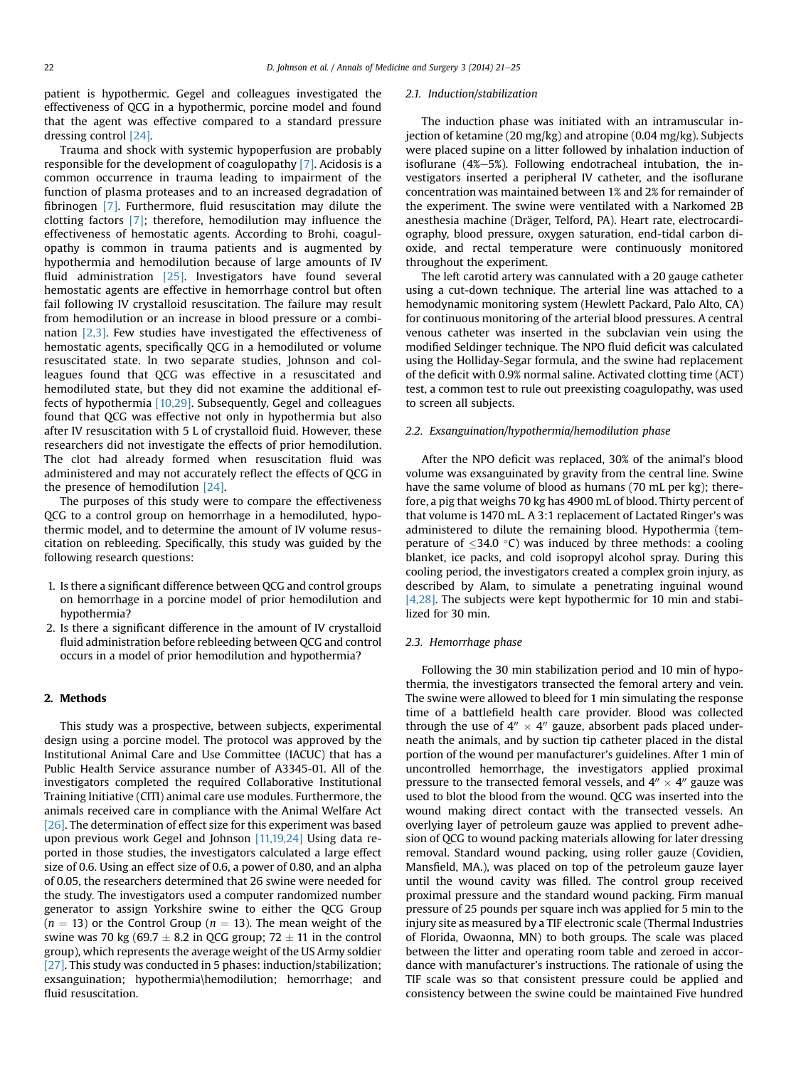patient is hypothermic. Gegel and colleagues investigated the effectiveness of QCG in a hypothermic, porcine model and found that the agent was effective compared to a standard pressure dressing control [24].

Trauma and shock with systemic hypoperfusion are probably responsible for the development of coagulopathy [7]. Acidosis is a common occurrence in trauma leading to impairment of the function of plasma proteases and to an increased degradation of fibrinogen [7]. Furthermore, fluid resuscitation may dilute the clotting factors [7]; therefore, hemodilution may influence the effectiveness of hemostatic agents. According to Brohi, coagulopathy is common in trauma patients and is augmented by hypothermia and hemodilution because of large amounts of IV fluid administration [25]. Investigators have found several hemostatic agents are effective in hemorrhage control but often fail following IV crystalloid resuscitation. The failure may result from hemodilution or an increase in blood pressure or a combination [2,3]. Few studies have investigated the effectiveness of hemostatic agents, specifically QCG in a hemodiluted or volume resuscitated state. In two separate studies, Johnson and colleagues found that QCG was effective in a resuscitated and hemodiluted state, but they did not examine the additional effects of hypothermia [10,29]. Subsequently, Gegel and colleagues found that QCG was effective not only in hypothermia but also after IV resuscitation with 5 L of crystalloid fluid. However, these researchers did not investigate the effects of prior hemodilution. The clot had already formed when resuscitation fluid was administered and may not accurately reflect the effects of QCG in the presence of hemodilution [24].

The purposes of this study were to compare the effectiveness QCG to a control group on hemorrhage in a hemodiluted, hypothermic model, and to determine the amount of IV volume resuscitation on rebleeding. Specifically, this study was guided by the following research questions:

1. Is there a significant difference between QCG and control groups on hemorrhage in a porcine model of prior hemodilution and hypothermia?
2. Is there a significant difference in the amount of IV crystalloid fluid administration before rebleeding between QCG and control occurs in a model of prior hemodilution and hypothermia?

## 2. Methods

This study was a prospective, between subjects, experimental design using a porcine model. The protocol was approved by the Institutional Animal Care and Use Committee (IACUC) that has a Public Health Service assurance number of A3345-01. All of the investigators completed the required Collaborative Institutional Training Initiative (CITI) animal care use modules. Furthermore, the animals received care in compliance with the Animal Welfare Act [26]. The determination of effect size for this experiment was based upon previous work Gegel and Johnson [11,19,24] Using data reported in those studies, the investigators calculated a large effect size of 0.6. Using an effect size of 0.6, a power of 0.80, and an alpha of 0.05, the researchers determined that 26 swine were needed for the study. The investigators used a computer randomized number generator to assign Yorkshire swine to either the QCG Group ($n = 13$) or the Control Group ($n = 13$). The mean weight of the swine was 70 kg (69.7 ± 8.2 in QCG group; 72 ± 11 in the control group), which represents the average weight of the US Army soldier [27]. This study was conducted in 5 phases: induction/stabilization; exsanguination; hypothermia\hemodilution; hemorrhage; and fluid resuscitation.

### 2.1. Induction/stabilization

The induction phase was initiated with an intramuscular injection of ketamine (20 mg/kg) and atropine (0.04 mg/kg). Subjects were placed supine on a litter followed by inhalation induction of isoflurane (4%–5%). Following endotracheal intubation, the investigators inserted a peripheral IV catheter, and the isoflurane concentration was maintained between 1% and 2% for remainder of the experiment. The swine were ventilated with a Narkomed 2B anesthesia machine (Dräger, Telford, PA). Heart rate, electrocardiography, blood pressure, oxygen saturation, end-tidal carbon dioxide, and rectal temperature were continuously monitored throughout the experiment.

The left carotid artery was cannulated with a 20 gauge catheter using a cut-down technique. The arterial line was attached to a hemodynamic monitoring system (Hewlett Packard, Palo Alto, CA) for continuous monitoring of the arterial blood pressures. A central venous catheter was inserted in the subclavian vein using the modified Seldinger technique. The NPO fluid deficit was calculated using the Holliday-Segar formula, and the swine had replacement of the deficit with 0.9% normal saline. Activated clotting time (ACT) test, a common test to rule out preexisting coagulopathy, was used to screen all subjects.

### 2.2. Exsanguination/hypothermia/hemodilution phase

After the NPO deficit was replaced, 30% of the animal's blood volume was exsanguinated by gravity from the central line. Swine have the same volume of blood as humans (70 mL per kg); therefore, a pig that weighs 70 kg has 4900 mL of blood. Thirty percent of that volume is 1470 mL. A 3:1 replacement of Lactated Ringer's was administered to dilute the remaining blood. Hypothermia (temperature of ≤34.0 °C) was induced by three methods: a cooling blanket, ice packs, and cold isopropyl alcohol spray. During this cooling period, the investigators created a complex groin injury, as described by Alam, to simulate a penetrating inguinal wound [4,28]. The subjects were kept hypothermic for 10 min and stabilized for 30 min.

### 2.3. Hemorrhage phase

Following the 30 min stabilization period and 10 min of hypothermia, the investigators transected the femoral artery and vein. The swine were allowed to bleed for 1 min simulating the response time of a battlefield health care provider. Blood was collected through the use of 4″ × 4″ gauze, absorbent pads placed underneath the animals, and by suction tip catheter placed in the distal portion of the wound per manufacturer's guidelines. After 1 min of uncontrolled hemorrhage, the investigators applied proximal pressure to the transected femoral vessels, and 4″ × 4″ gauze was used to blot the blood from the wound. QCG was inserted into the wound making direct contact with the transected vessels. An overlying layer of petroleum gauze was applied to prevent adhesion of QCG to wound packing materials allowing for later dressing removal. Standard wound packing, using roller gauze (Covidien, Mansfield, MA.), was placed on top of the petroleum gauze layer until the wound cavity was filled. The control group received proximal pressure and the standard wound packing. Firm manual pressure of 25 pounds per square inch was applied for 5 min to the injury site as measured by a TIF electronic scale (Thermal Industries of Florida, Owaonna, MN) to both groups. The scale was placed between the litter and operating room table and zeroed in accordance with manufacturer's instructions. The rationale of using the TIF scale was so that consistent pressure could be applied and consistency between the swine could be maintained Five hundred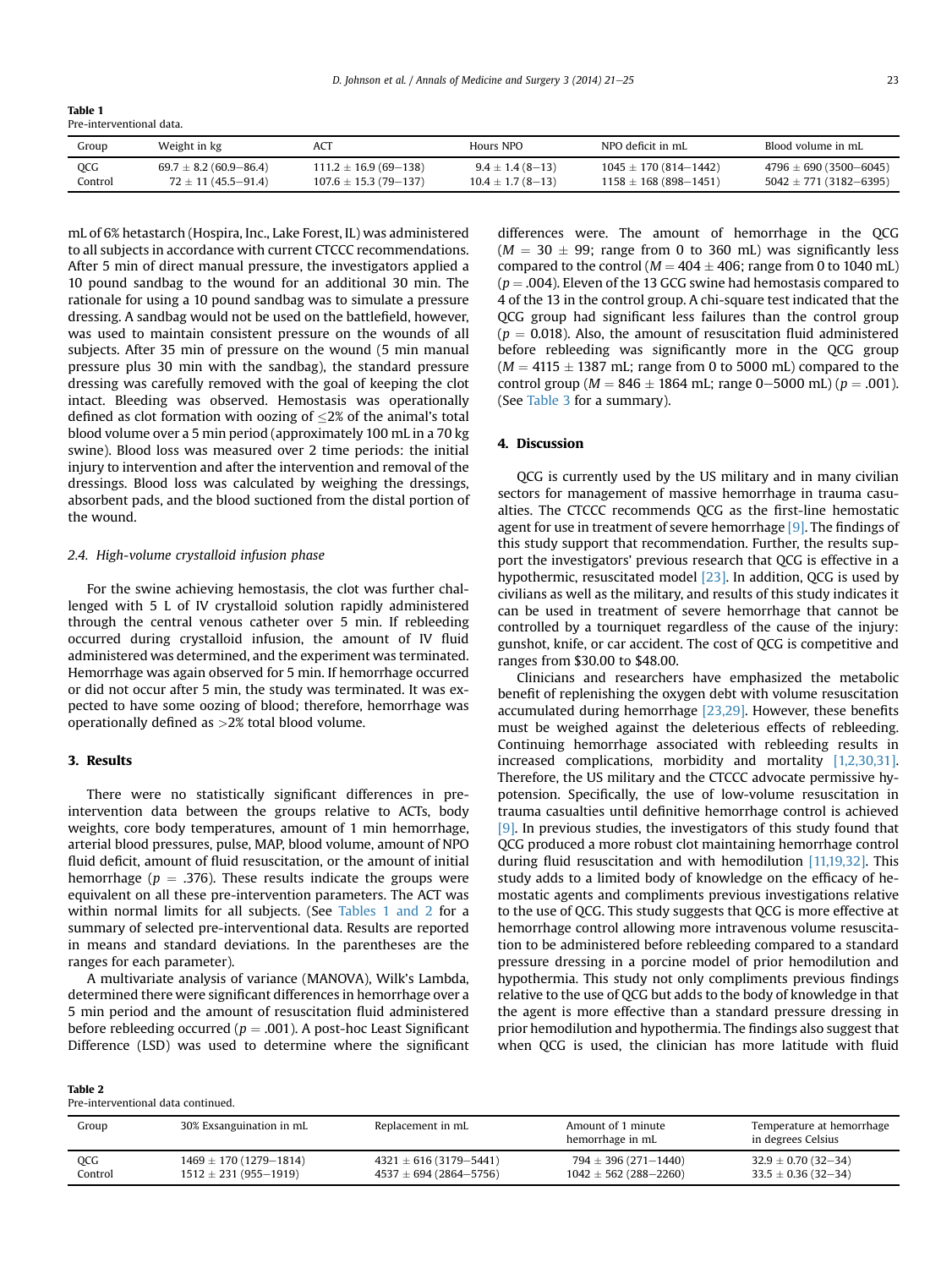Table 1
Pre-interventional data.

| Group | Weight in kg | ACT | Hours NPO | NPO deficit in mL | Blood volume in mL |
|---|---|---|---|---|---|
| QCG | 69.7 ± 8.2 (60.9–86.4) | 111.2 ± 16.9 (69–138) | 9.4 ± 1.4 (8–13) | 1045 ± 170 (814–1442) | 4796 ± 690 (3500–6045) |
| Control | 72 ± 11 (45.5–91.4) | 107.6 ± 15.3 (79–137) | 10.4 ± 1.7 (8–13) | 1158 ± 168 (898–1451) | 5042 ± 771 (3182–6395) |

mL of 6% hetastarch (Hospira, Inc., Lake Forest, IL) was administered to all subjects in accordance with current CTCCC recommendations. After 5 min of direct manual pressure, the investigators applied a 10 pound sandbag to the wound for an additional 30 min. The rationale for using a 10 pound sandbag was to simulate a pressure dressing. A sandbag would not be used on the battlefield, however, was used to maintain consistent pressure on the wounds of all subjects. After 35 min of pressure on the wound (5 min manual pressure plus 30 min with the sandbag), the standard pressure dressing was carefully removed with the goal of keeping the clot intact. Bleeding was observed. Hemostasis was operationally defined as clot formation with oozing of ≤2% of the animal's total blood volume over a 5 min period (approximately 100 mL in a 70 kg swine). Blood loss was measured over 2 time periods: the initial injury to intervention and after the intervention and removal of the dressings. Blood loss was calculated by weighing the dressings, absorbent pads, and the blood suctioned from the distal portion of the wound.

### 2.4. High-volume crystalloid infusion phase

For the swine achieving hemostasis, the clot was further challenged with 5 L of IV crystalloid solution rapidly administered through the central venous catheter over 5 min. If rebleeding occurred during crystalloid infusion, the amount of IV fluid administered was determined, and the experiment was terminated. Hemorrhage was again observed for 5 min. If hemorrhage occurred or did not occur after 5 min, the study was terminated. It was expected to have some oozing of blood; therefore, hemorrhage was operationally defined as >2% total blood volume.

## 3. Results

There were no statistically significant differences in pre-intervention data between the groups relative to ACTs, body weights, core body temperatures, amount of 1 min hemorrhage, arterial blood pressures, pulse, MAP, blood volume, amount of NPO fluid deficit, amount of fluid resuscitation, or the amount of initial hemorrhage ($p = .376$). These results indicate the groups were equivalent on all these pre-intervention parameters. The ACT was within normal limits for all subjects. (See Tables 1 and 2 for a summary of selected pre-interventional data. Results are reported in means and standard deviations. In the parentheses are the ranges for each parameter).

A multivariate analysis of variance (MANOVA), Wilk's Lambda, determined there were significant differences in hemorrhage over a 5 min period and the amount of resuscitation fluid administered before rebleeding occurred ($p = .001$). A post-hoc Least Significant Difference (LSD) was used to determine where the significant differences were. The amount of hemorrhage in the QCG ($M = 30 \pm 99$; range from 0 to 360 mL) was significantly less compared to the control ($M = 404 \pm 406$; range from 0 to 1040 mL) ($p = .004$). Eleven of the 13 GCG swine had hemostasis compared to 4 of the 13 in the control group. A chi-square test indicated that the QCG group had significant less failures than the control group ($p = 0.018$). Also, the amount of resuscitation fluid administered before rebleeding was significantly more in the QCG group ($M = 4115 \pm 1387$ mL; range from 0 to 5000 mL) compared to the control group ($M = 846 \pm 1864$ mL; range 0–5000 mL) ($p = .001$). (See Table 3 for a summary).

## 4. Discussion

QCG is currently used by the US military and in many civilian sectors for management of massive hemorrhage in trauma casualties. The CTCCC recommends QCG as the first-line hemostatic agent for use in treatment of severe hemorrhage [9]. The findings of this study support that recommendation. Further, the results support the investigators' previous research that QCG is effective in a hypothermic, resuscitated model [23]. In addition, QCG is used by civilians as well as the military, and results of this study indicates it can be used in treatment of severe hemorrhage that cannot be controlled by a tourniquet regardless of the cause of the injury: gunshot, knife, or car accident. The cost of QCG is competitive and ranges from $30.00 to $48.00.

Clinicians and researchers have emphasized the metabolic benefit of replenishing the oxygen debt with volume resuscitation accumulated during hemorrhage [23,29]. However, these benefits must be weighed against the deleterious effects of rebleeding. Continuing hemorrhage associated with rebleeding results in increased complications, morbidity and mortality [1,2,30,31]. Therefore, the US military and the CTCCC advocate permissive hypotension. Specifically, the use of low-volume resuscitation in trauma casualties until definitive hemorrhage control is achieved [9]. In previous studies, the investigators of this study found that QCG produced a more robust clot maintaining hemorrhage control during fluid resuscitation and with hemodilution [11,19,32]. This study adds to a limited body of knowledge on the efficacy of hemostatic agents and compliments previous investigations relative to the use of QCG. This study suggests that QCG is more effective at hemorrhage control allowing more intravenous volume resuscitation to be administered before rebleeding compared to a standard pressure dressing in a porcine model of prior hemodilution and hypothermia. This study not only compliments previous findings relative to the use of QCG but adds to the body of knowledge in that the agent is more effective than a standard pressure dressing in prior hemodilution and hypothermia. The findings also suggest that when QCG is used, the clinician has more latitude with fluid

Table 2
Pre-interventional data continued.

| Group | 30% Exsanguination in mL | Replacement in mL | Amount of 1 minute hemorrhage in mL | Temperature at hemorrhage in degrees Celsius |
|---|---|---|---|---|
| QCG | 1469 ± 170 (1279–1814) | 4321 ± 616 (3179–5441) | 794 ± 396 (271–1440) | 32.9 ± 0.70 (32–34) |
| Control | 1512 ± 231 (955–1919) | 4537 ± 694 (2864–5756) | 1042 ± 562 (288–2260) | 33.5 ± 0.36 (32–34) |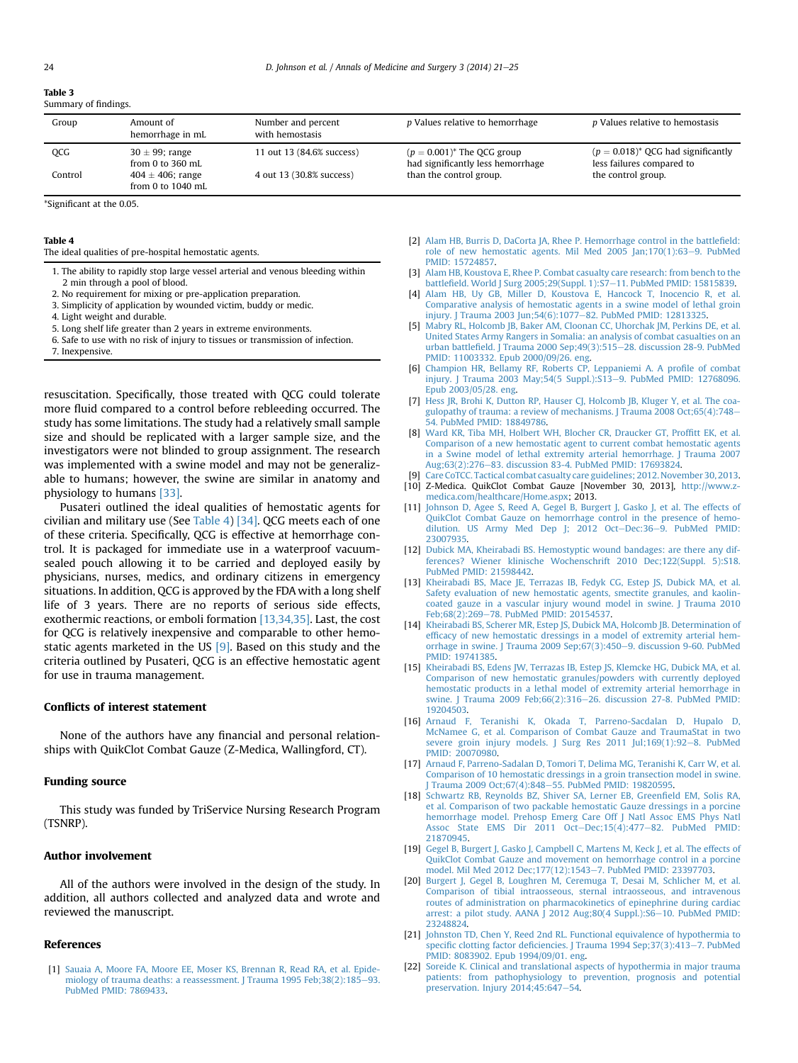**Table 3**
Summary of findings.

| Group | Amount of hemorrhage in mL | Number and percent with hemostasis | p Values relative to hemorrhage | p Values relative to hemostasis |
|---|---|---|---|---|
| QCG | 30 ± 99; range from 0 to 360 mL | 11 out 13 (84.6% success) | ($p = 0.001$)* The QCG group had significantly less hemorrhage than the control group. | ($p = 0.018$)* QCG had significantly less failures compared to the control group. |
| Control | 404 ± 406; range from 0 to 1040 mL | 4 out 13 (30.8% success) | | |

*Significant at the 0.05.

**Table 4**
The ideal qualities of pre-hospital hemostatic agents.

1. The ability to rapidly stop large vessel arterial and venous bleeding within 2 min through a pool of blood.
2. No requirement for mixing or pre-application preparation.
3. Simplicity of application by wounded victim, buddy or medic.
4. Light weight and durable.
5. Long shelf life greater than 2 years in extreme environments.
6. Safe to use with no risk of injury to tissues or transmission of infection.
7. Inexpensive.

resuscitation. Specifically, those treated with QCG could tolerate more fluid compared to a control before rebleeding occurred. The study has some limitations. The study had a relatively small sample size and should be replicated with a larger sample size, and the investigators were not blinded to group assignment. The research was implemented with a swine model and may not be generalizable to humans; however, the swine are similar in anatomy and physiology to humans [33].

Pusateri outlined the ideal qualities of hemostatic agents for civilian and military use (See Table 4) [34]. QCG meets each of one of these criteria. Specifically, QCG is effective at hemorrhage control. It is packaged for immediate use in a waterproof vacuum-sealed pouch allowing it to be carried and deployed easily by physicians, nurses, medics, and ordinary citizens in emergency situations. In addition, QCG is approved by the FDA with a long shelf life of 3 years. There are no reports of serious side effects, exothermic reactions, or emboli formation [13,34,35]. Last, the cost for QCG is relatively inexpensive and comparable to other hemostatic agents marketed in the US [9]. Based on this study and the criteria outlined by Pusateri, QCG is an effective hemostatic agent for use in trauma management.

## Conflicts of interest statement

None of the authors have any financial and personal relationships with QuikClot Combat Gauze (Z-Medica, Wallingford, CT).

## Funding source

This study was funded by TriService Nursing Research Program (TSNRP).

## Author involvement

All of the authors were involved in the design of the study. In addition, all authors collected and analyzed data and wrote and reviewed the manuscript.

## References

[1] Sauaia A, Moore FA, Moore EE, Moser KS, Brennan R, Read RA, et al. Epidemiology of trauma deaths: a reassessment. J Trauma 1995 Feb;38(2):185–93. PubMed PMID: 7869433.

[2] Alam HB, Burris D, DaCorta JA, Rhee P. Hemorrhage control in the battlefield: role of new hemostatic agents. Mil Med 2005 Jan;170(1):63–9. PubMed PMID: 15724857.

[3] Alam HB, Koustova E, Rhee P. Combat casualty care research: from bench to the battlefield. World J Surg 2005;29(Suppl. 1):S7–11. PubMed PMID: 15815839.

[4] Alam HB, Uy GB, Miller D, Koustova E, Hancock T, Inocencio R, et al. Comparative analysis of hemostatic agents in a swine model of lethal groin injury. J Trauma 2003 Jun;54(6):1077–82. PubMed PMID: 12813325.

[5] Mabry RL, Holcomb JB, Baker AM, Cloonan CC, Uhorchak JM, Perkins DE, et al. United States Army Rangers in Somalia: an analysis of combat casualties on an urban battlefield. J Trauma 2000 Sep;49(3):515–28. discussion 28-9. PubMed PMID: 11003332. Epub 2000/09/26. eng.

[6] Champion HR, Bellamy RF, Roberts CP, Leppaniemi A. A profile of combat injury. J Trauma 2003 May;54(5 Suppl.):S13–9. PubMed PMID: 12768096. Epub 2003/05/28. eng.

[7] Hess JR, Brohi K, Dutton RP, Hauser CJ, Holcomb JB, Kluger Y, et al. The coagulopathy of trauma: a review of mechanisms. J Trauma 2008 Oct;65(4):748–54. PubMed PMID: 18849786.

[8] Ward KR, Tiba MH, Holbert WH, Blocher CR, Draucker GT, Proffitt EK, et al. Comparison of a new hemostatic agent to current combat hemostatic agents in a Swine model of lethal extremity arterial hemorrhage. J Trauma 2007 Aug;63(2):276–83. discussion 83-4. PubMed PMID: 17693824.

[9] Care CoTCC. Tactical combat casualty care guidelines; 2012. November 30, 2013.

[10] Z-Medica. QuikClot Combat Gauze [November 30, 2013], http://www.z-medica.com/healthcare/Home.aspx; 2013.

[11] Johnson D, Agee S, Reed A, Gegel B, Burgert J, Gasko J, et al. The effects of QuikClot Combat Gauze on hemorrhage control in the presence of hemodilution. US Army Med Dep J; 2012 Oct–Dec:36–9. PubMed PMID: 23007935.

[12] Dubick MA, Kheirabadi BS. Hemostyptic wound bandages: are there any differences? Wiener klinische Wochenschrift 2010 Dec;122(Suppl. 5):S18. PubMed PMID: 21598442.

[13] Kheirabadi BS, Mace JE, Terrazas IB, Fedyk CG, Estep JS, Dubick MA, et al. Safety evaluation of new hemostatic agents, smectite granules, and kaolin-coated gauze in a vascular injury wound model in swine. J Trauma 2010 Feb;68(2):269–78. PubMed PMID: 20154537.

[14] Kheirabadi BS, Scherer MR, Estep JS, Dubick MA, Holcomb JB. Determination of efficacy of new hemostatic dressings in a model of extremity arterial hemorrhage in swine. J Trauma 2009 Sep;67(3):450–9. discussion 9-60. PubMed PMID: 19741385.

[15] Kheirabadi BS, Edens JW, Terrazas IB, Estep JS, Klemcke HG, Dubick MA, et al. Comparison of new hemostatic granules/powders with currently deployed hemostatic products in a lethal model of extremity arterial hemorrhage in swine. J Trauma 2009 Feb;66(2):316–26. discussion 27-8. PubMed PMID: 19204503.

[16] Arnaud F, Teranishi K, Okada T, Parreno-Sadalan D, Hupalo D, McNamee G, et al. Comparison of Combat Gauze and TraumaStat in two severe groin injury models. J Surg Res 2011 Jul;169(1):92–8. PubMed PMID: 20070980.

[17] Arnaud F, Parreno-Sadalan D, Tomori T, Delima MG, Teranishi K, Carr W, et al. Comparison of 10 hemostatic dressings in a groin transection model in swine. J Trauma 2009 Oct;67(4):848–55. PubMed PMID: 19820595.

[18] Schwartz RB, Reynolds BZ, Shiver SA, Lerner EB, Greenfield EM, Solis RA, et al. Comparison of two packable hemostatic Gauze dressings in a porcine hemorrhage model. Prehosp Emerg Care Off J Natl Assoc EMS Phys Natl Assoc State EMS Dir 2011 Oct–Dec;15(4):477–82. PubMed PMID: 21870945.

[19] Gegel B, Burgert J, Gasko J, Campbell C, Martens M, Keck J, et al. The effects of QuikClot Combat Gauze and movement on hemorrhage control in a porcine model. Mil Med 2012 Dec;177(12):1543–7. PubMed PMID: 23397703.

[20] Burgert J, Gegel B, Loughren M, Ceremuga T, Desai M, Schlicher M, et al. Comparison of tibial intraosseous, sternal intraosseous, and intravenous routes of administration on pharmacokinetics of epinephrine during cardiac arrest: a pilot study. AANA J 2012 Aug;80(4 Suppl.):S6–10. PubMed PMID: 23248824.

[21] Johnston TD, Chen Y, Reed 2nd RL. Functional equivalence of hypothermia to specific clotting factor deficiencies. J Trauma 1994 Sep;37(3):413–7. PubMed PMID: 8083902. Epub 1994/09/01. eng.

[22] Soreide K. Clinical and translational aspects of hypothermia in major trauma patients: from pathophysiology to prevention, prognosis and potential preservation. Injury 2014;45:647–54.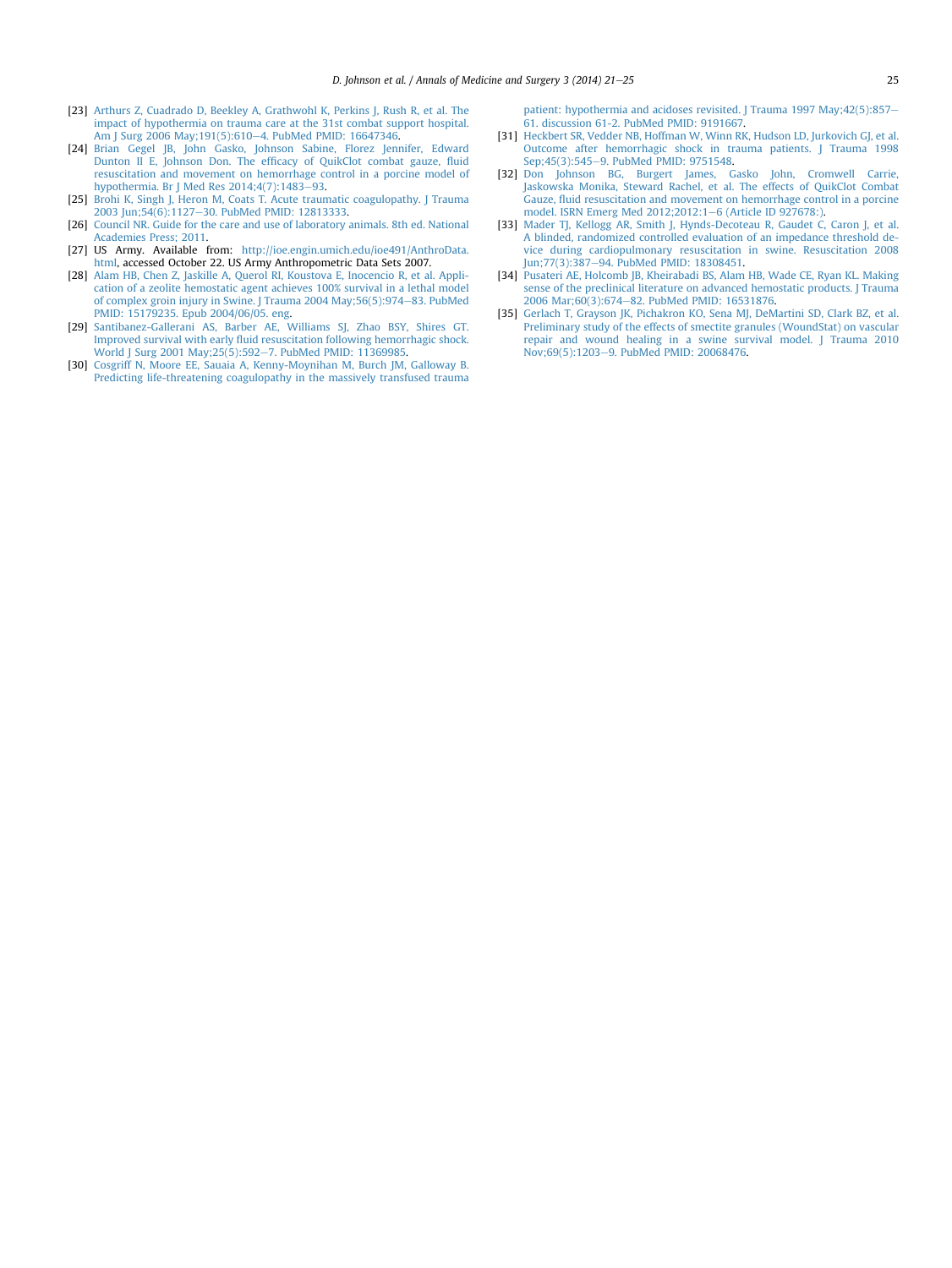[23] Arthurs Z, Cuadrado D, Beekley A, Grathwohl K, Perkins J, Rush R, et al. The impact of hypothermia on trauma care at the 31st combat support hospital. Am J Surg 2006 May;191(5):610–4. PubMed PMID: 16647346.

[24] Brian Gegel JB, John Gasko, Johnson Sabine, Florez Jennifer, Edward Dunton II E, Johnson Don. The efficacy of QuikClot combat gauze, fluid resuscitation and movement on hemorrhage control in a porcine model of hypothermia. Br J Med Res 2014;4(7):1483–93.

[25] Brohi K, Singh J, Heron M, Coats T. Acute traumatic coagulopathy. J Trauma 2003 Jun;54(6):1127–30. PubMed PMID: 12813333.

[26] Council NR. Guide for the care and use of laboratory animals. 8th ed. National Academies Press; 2011.

[27] US Army. Available from: http://ioe.engin.umich.edu/ioe491/AnthroData.html, accessed October 22. US Army Anthropometric Data Sets 2007.

[28] Alam HB, Chen Z, Jaskille A, Querol RI, Koustova E, Inocencio R, et al. Application of a zeolite hemostatic agent achieves 100% survival in a lethal model of complex groin injury in Swine. J Trauma 2004 May;56(5):974–83. PubMed PMID: 15179235. Epub 2004/06/05. eng.

[29] Santibanez-Gallerani AS, Barber AE, Williams SJ, Zhao BSY, Shires GT. Improved survival with early fluid resuscitation following hemorrhagic shock. World J Surg 2001 May;25(5):592–7. PubMed PMID: 11369985.

[30] Cosgriff N, Moore EE, Sauaia A, Kenny-Moynihan M, Burch JM, Galloway B. Predicting life-threatening coagulopathy in the massively transfused trauma patient: hypothermia and acidoses revisited. J Trauma 1997 May;42(5):857–61. discussion 61-2. PubMed PMID: 9191667.

[31] Heckbert SR, Vedder NB, Hoffman W, Winn RK, Hudson LD, Jurkovich GJ, et al. Outcome after hemorrhagic shock in trauma patients. J Trauma 1998 Sep;45(3):545–9. PubMed PMID: 9751548.

[32] Don Johnson BG, Burgert James, Gasko John, Cromwell Carrie, Jaskowska Monika, Steward Rachel, et al. The effects of QuikClot Combat Gauze, fluid resuscitation and movement on hemorrhage control in a porcine model. ISRN Emerg Med 2012;2012:1–6 (Article ID 927678:).

[33] Mader TJ, Kellogg AR, Smith J, Hynds-Decoteau R, Gaudet C, Caron J, et al. A blinded, randomized controlled evaluation of an impedance threshold device during cardiopulmonary resuscitation in swine. Resuscitation 2008 Jun;77(3):387–94. PubMed PMID: 18308451.

[34] Pusateri AE, Holcomb JB, Kheirabadi BS, Alam HB, Wade CE, Ryan KL. Making sense of the preclinical literature on advanced hemostatic products. J Trauma 2006 Mar;60(3):674–82. PubMed PMID: 16531876.

[35] Gerlach T, Grayson JK, Pichakron KO, Sena MJ, DeMartini SD, Clark BZ, et al. Preliminary study of the effects of smectite granules (WoundStat) on vascular repair and wound healing in a swine survival model. J Trauma 2010 Nov;69(5):1203–9. PubMed PMID: 20068476.